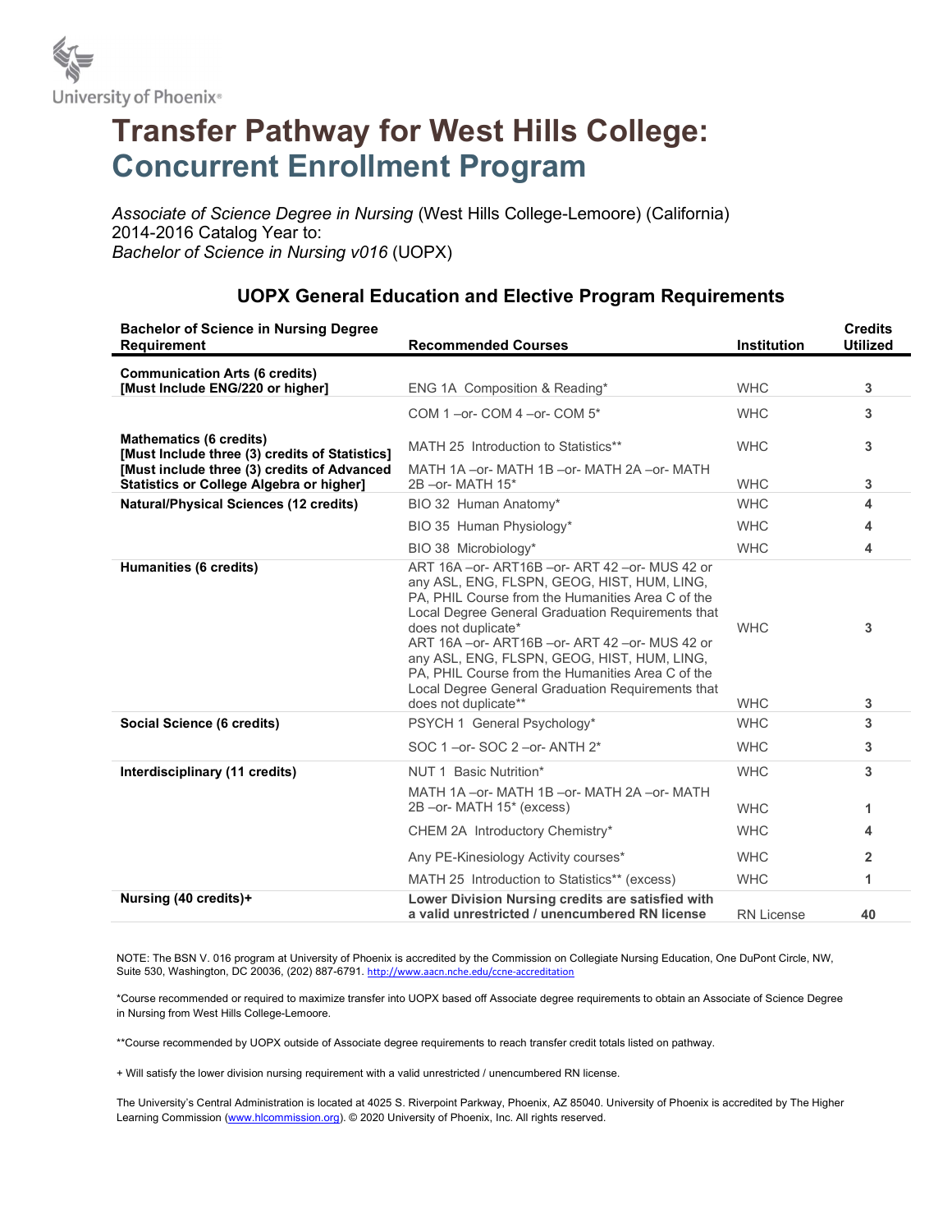University of Phoenix®

# Transfer Pathway for West Hills College: Concurrent Enrollment Program

*Associate of Science Degree in Nursing* (West Hills College-Lemoore) (California)
2014-2016 Catalog Year to:
*Bachelor of Science in Nursing v016* (UOPX)

## UOPX General Education and Elective Program Requirements

| Bachelor of Science in Nursing Degree Requirement | Recommended Courses | Institution | Credits Utilized |
|---|---|---|---|
| **Communication Arts (6 credits) [Must Include ENG/220 or higher]** | ENG 1A Composition & Reading* | WHC | 3 |
| | COM 1 –or- COM 4 –or- COM 5* | WHC | 3 |
| **Mathematics (6 credits) [Must Include three (3) credits of Statistics] [Must include three (3) credits of Advanced Statistics or College Algebra or higher]** | MATH 25 Introduction to Statistics** | WHC | 3 |
| | MATH 1A –or- MATH 1B –or- MATH 2A –or- MATH 2B –or- MATH 15* | WHC | 3 |
| **Natural/Physical Sciences (12 credits)** | BIO 32 Human Anatomy* | WHC | 4 |
| | BIO 35 Human Physiology* | WHC | 4 |
| | BIO 38 Microbiology* | WHC | 4 |
| **Humanities (6 credits)** | ART 16A –or- ART16B –or- ART 42 –or- MUS 42 or any ASL, ENG, FLSPN, GEOG, HIST, HUM, LING, PA, PHIL Course from the Humanities Area C of the Local Degree General Graduation Requirements that does not duplicate* | WHC | 3 |
| | ART 16A –or- ART16B –or- ART 42 –or- MUS 42 or any ASL, ENG, FLSPN, GEOG, HIST, HUM, LING, PA, PHIL Course from the Humanities Area C of the Local Degree General Graduation Requirements that does not duplicate** | WHC | 3 |
| **Social Science (6 credits)** | PSYCH 1 General Psychology* | WHC | 3 |
| | SOC 1 –or- SOC 2 –or- ANTH 2* | WHC | 3 |
| **Interdisciplinary (11 credits)** | NUT 1 Basic Nutrition* | WHC | 3 |
| | MATH 1A –or- MATH 1B –or- MATH 2A –or- MATH 2B –or- MATH 15* (excess) | WHC | 1 |
| | CHEM 2A Introductory Chemistry* | WHC | 4 |
| | Any PE-Kinesiology Activity courses* | WHC | 2 |
| | MATH 25 Introduction to Statistics** (excess) | WHC | 1 |
| **Nursing (40 credits)+** | **Lower Division Nursing credits are satisfied with a valid unrestricted / unencumbered RN license** | RN License | 40 |

NOTE: The BSN V. 016 program at University of Phoenix is accredited by the Commission on Collegiate Nursing Education, One DuPont Circle, NW, Suite 530, Washington, DC 20036, (202) 887-6791. http://www.aacn.nche.edu/ccne-accreditation

*Course recommended or required to maximize transfer into UOPX based off Associate degree requirements to obtain an Associate of Science Degree in Nursing from West Hills College-Lemoore.

**Course recommended by UOPX outside of Associate degree requirements to reach transfer credit totals listed on pathway.

+ Will satisfy the lower division nursing requirement with a valid unrestricted / unencumbered RN license.

The University's Central Administration is located at 4025 S. Riverpoint Parkway, Phoenix, AZ 85040. University of Phoenix is accredited by The Higher Learning Commission (www.hlcommission.org). © 2020 University of Phoenix, Inc. All rights reserved.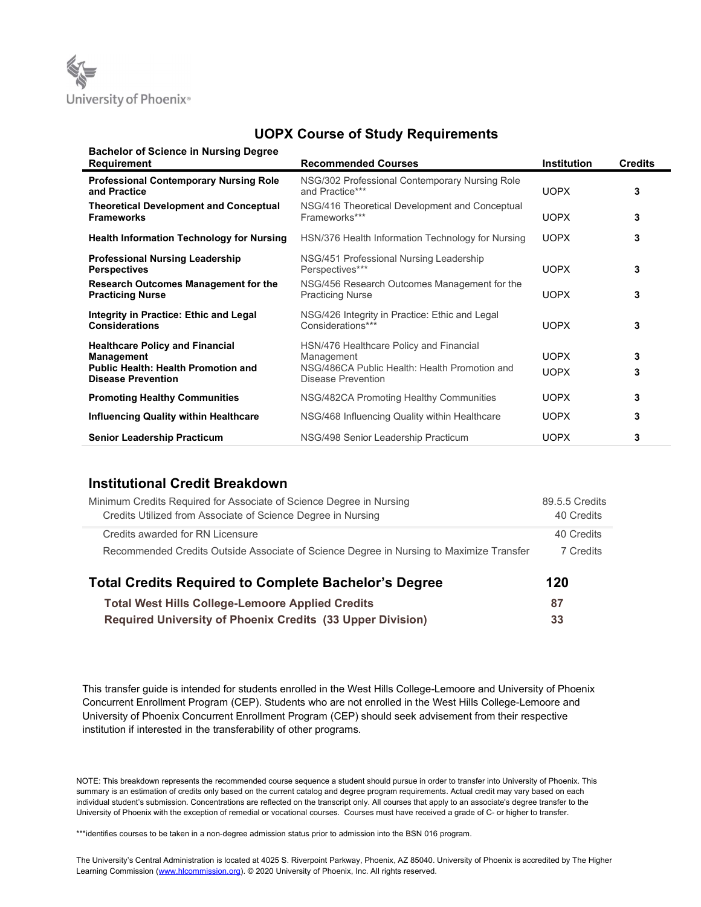University of Phoenix®

## UOPX Course of Study Requirements

| Bachelor of Science in Nursing Degree Requirement | Recommended Courses | Institution | Credits |
|---|---|---|---|
| **Professional Contemporary Nursing Role and Practice** | NSG/302 Professional Contemporary Nursing Role and Practice*** | UOPX | 3 |
| **Theoretical Development and Conceptual Frameworks** | NSG/416 Theoretical Development and Conceptual Frameworks*** | UOPX | 3 |
| **Health Information Technology for Nursing** | HSN/376 Health Information Technology for Nursing | UOPX | 3 |
| **Professional Nursing Leadership Perspectives** | NSG/451 Professional Nursing Leadership Perspectives*** | UOPX | 3 |
| **Research Outcomes Management for the Practicing Nurse** | NSG/456 Research Outcomes Management for the Practicing Nurse | UOPX | 3 |
| **Integrity in Practice: Ethic and Legal Considerations** | NSG/426 Integrity in Practice: Ethic and Legal Considerations*** | UOPX | 3 |
| **Healthcare Policy and Financial Management** | HSN/476 Healthcare Policy and Financial Management | UOPX | 3 |
| **Public Health: Health Promotion and Disease Prevention** | NSG/486CA Public Health: Health Promotion and Disease Prevention | UOPX | 3 |
| **Promoting Healthy Communities** | NSG/482CA Promoting Healthy Communities | UOPX | 3 |
| **Influencing Quality within Healthcare** | NSG/468 Influencing Quality within Healthcare | UOPX | 3 |
| **Senior Leadership Practicum** | NSG/498 Senior Leadership Practicum | UOPX | 3 |

## Institutional Credit Breakdown

| | |
|---|---|
| Minimum Credits Required for Associate of Science Degree in Nursing | 89.5.5 Credits |
| Credits Utilized from Associate of Science Degree in Nursing | 40 Credits |
| Credits awarded for RN Licensure | 40 Credits |
| Recommended Credits Outside Associate of Science Degree in Nursing to Maximize Transfer | 7 Credits |

| | |
|---|---|
| **Total Credits Required to Complete Bachelor's Degree** | **120** |
| **Total West Hills College-Lemoore Applied Credits** | **87** |
| **Required University of Phoenix Credits (33 Upper Division)** | **33** |

This transfer guide is intended for students enrolled in the West Hills College-Lemoore and University of Phoenix Concurrent Enrollment Program (CEP). Students who are not enrolled in the West Hills College-Lemoore and University of Phoenix Concurrent Enrollment Program (CEP) should seek advisement from their respective institution if interested in the transferability of other programs.

NOTE: This breakdown represents the recommended course sequence a student should pursue in order to transfer into University of Phoenix. This summary is an estimation of credits only based on the current catalog and degree program requirements. Actual credit may vary based on each individual student's submission. Concentrations are reflected on the transcript only. All courses that apply to an associate's degree transfer to the University of Phoenix with the exception of remedial or vocational courses. Courses must have received a grade of C- or higher to transfer.

***identifies courses to be taken in a non-degree admission status prior to admission into the BSN 016 program.

The University's Central Administration is located at 4025 S. Riverpoint Parkway, Phoenix, AZ 85040. University of Phoenix is accredited by The Higher Learning Commission (www.hlcommission.org). © 2020 University of Phoenix, Inc. All rights reserved.